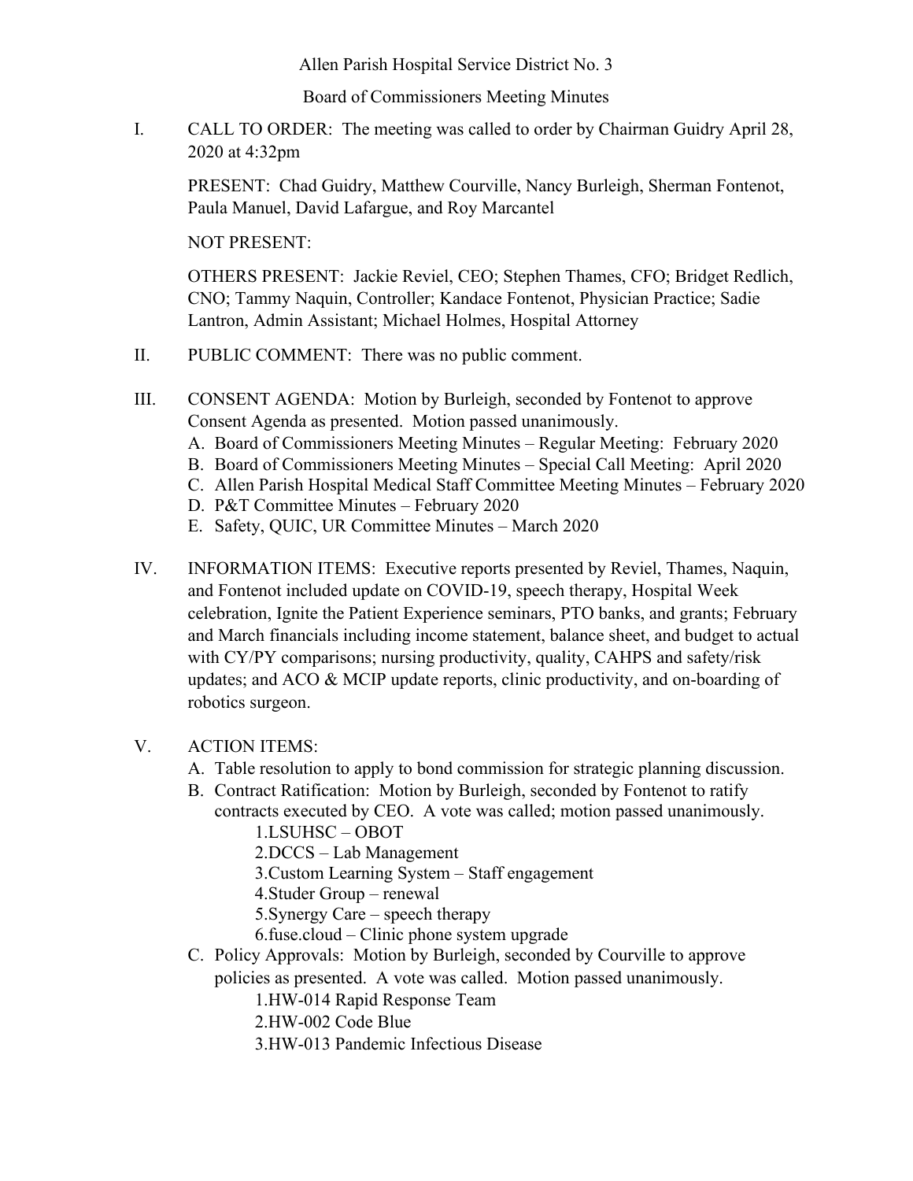Allen Parish Hospital Service District No. 3

Board of Commissioners Meeting Minutes

I. CALL TO ORDER: The meeting was called to order by Chairman Guidry April 28, 2020 at 4:32pm

PRESENT: Chad Guidry, Matthew Courville, Nancy Burleigh, Sherman Fontenot, Paula Manuel, David Lafargue, and Roy Marcantel

NOT PRESENT:

OTHERS PRESENT: Jackie Reviel, CEO; Stephen Thames, CFO; Bridget Redlich, CNO; Tammy Naquin, Controller; Kandace Fontenot, Physician Practice; Sadie Lantron, Admin Assistant; Michael Holmes, Hospital Attorney

II. PUBLIC COMMENT: There was no public comment.

III. CONSENT AGENDA: Motion by Burleigh, seconded by Fontenot to approve Consent Agenda as presented. Motion passed unanimously.
   A. Board of Commissioners Meeting Minutes – Regular Meeting: February 2020
   B. Board of Commissioners Meeting Minutes – Special Call Meeting: April 2020
   C. Allen Parish Hospital Medical Staff Committee Meeting Minutes – February 2020
   D. P&T Committee Minutes – February 2020
   E. Safety, QUIC, UR Committee Minutes – March 2020

IV. INFORMATION ITEMS: Executive reports presented by Reviel, Thames, Naquin, and Fontenot included update on COVID-19, speech therapy, Hospital Week celebration, Ignite the Patient Experience seminars, PTO banks, and grants; February and March financials including income statement, balance sheet, and budget to actual with CY/PY comparisons; nursing productivity, quality, CAHPS and safety/risk updates; and ACO & MCIP update reports, clinic productivity, and on-boarding of robotics surgeon.

V. ACTION ITEMS:
   A. Table resolution to apply to bond commission for strategic planning discussion.
   B. Contract Ratification: Motion by Burleigh, seconded by Fontenot to ratify contracts executed by CEO. A vote was called; motion passed unanimously.
      1. LSUHSC – OBOT
      2. DCCS – Lab Management
      3. Custom Learning System – Staff engagement
      4. Studer Group – renewal
      5. Synergy Care – speech therapy
      6. fuse.cloud – Clinic phone system upgrade
   C. Policy Approvals: Motion by Burleigh, seconded by Courville to approve policies as presented. A vote was called. Motion passed unanimously.
      1. HW-014 Rapid Response Team
      2. HW-002 Code Blue
      3. HW-013 Pandemic Infectious Disease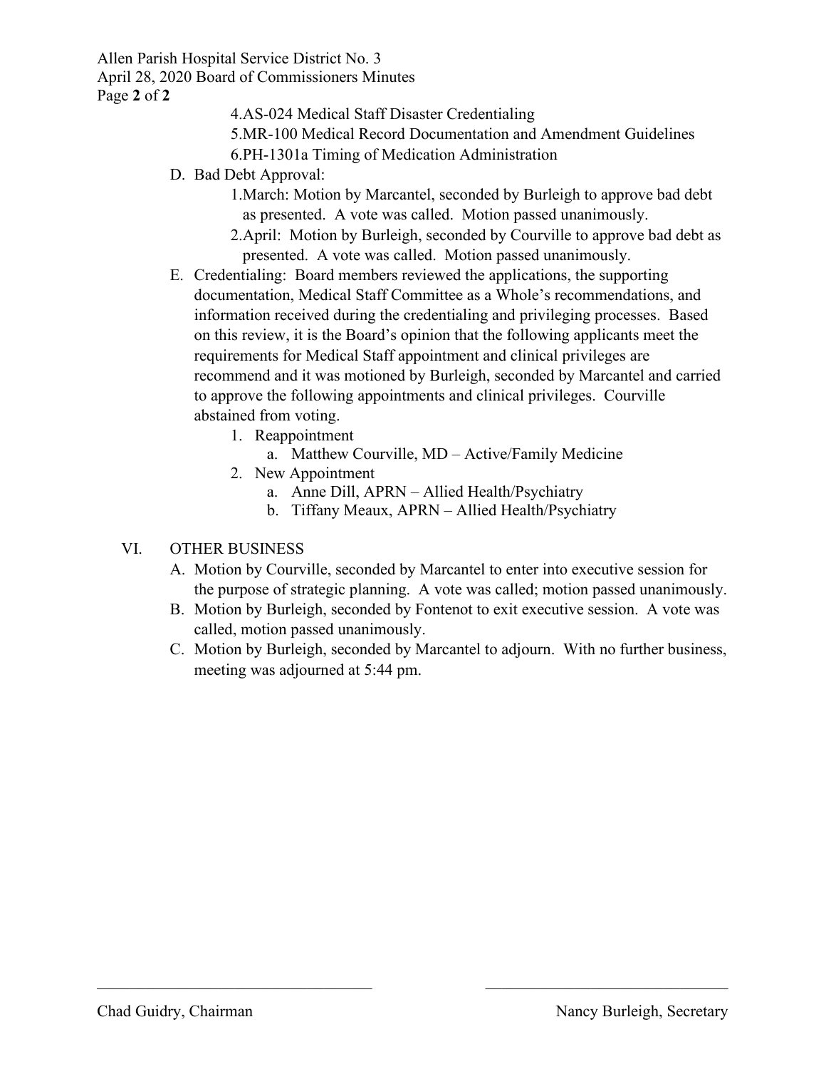4. AS-024 Medical Staff Disaster Credentialing
5. MR-100 Medical Record Documentation and Amendment Guidelines
6. PH-1301a Timing of Medication Administration

D. Bad Debt Approval:
   1. March: Motion by Marcantel, seconded by Burleigh to approve bad debt as presented. A vote was called. Motion passed unanimously.
   2. April: Motion by Burleigh, seconded by Courville to approve bad debt as presented. A vote was called. Motion passed unanimously.

E. Credentialing: Board members reviewed the applications, the supporting documentation, Medical Staff Committee as a Whole's recommendations, and information received during the credentialing and privileging processes. Based on this review, it is the Board's opinion that the following applicants meet the requirements for Medical Staff appointment and clinical privileges are recommend and it was motioned by Burleigh, seconded by Marcantel and carried to approve the following appointments and clinical privileges. Courville abstained from voting.
   1. Reappointment
      a. Matthew Courville, MD – Active/Family Medicine
   2. New Appointment
      a. Anne Dill, APRN – Allied Health/Psychiatry
      b. Tiffany Meaux, APRN – Allied Health/Psychiatry

VI. OTHER BUSINESS

A. Motion by Courville, seconded by Marcantel to enter into executive session for the purpose of strategic planning. A vote was called; motion passed unanimously.

B. Motion by Burleigh, seconded by Fontenot to exit executive session. A vote was called, motion passed unanimously.

C. Motion by Burleigh, seconded by Marcantel to adjourn. With no further business, meeting was adjourned at 5:44 pm.

\_\_\_\_\_\_\_\_\_\_\_\_\_\_\_\_\_\_\_\_\_\_\_\_\_\_\_\_\_\_\_\_\_\_\_\_ \_\_\_\_\_\_\_\_\_\_\_\_\_\_\_\_\_\_\_\_\_\_\_\_\_\_\_\_\_\_\_\_\_\_\_\_

Chad Guidry, Chairman Nancy Burleigh, Secretary